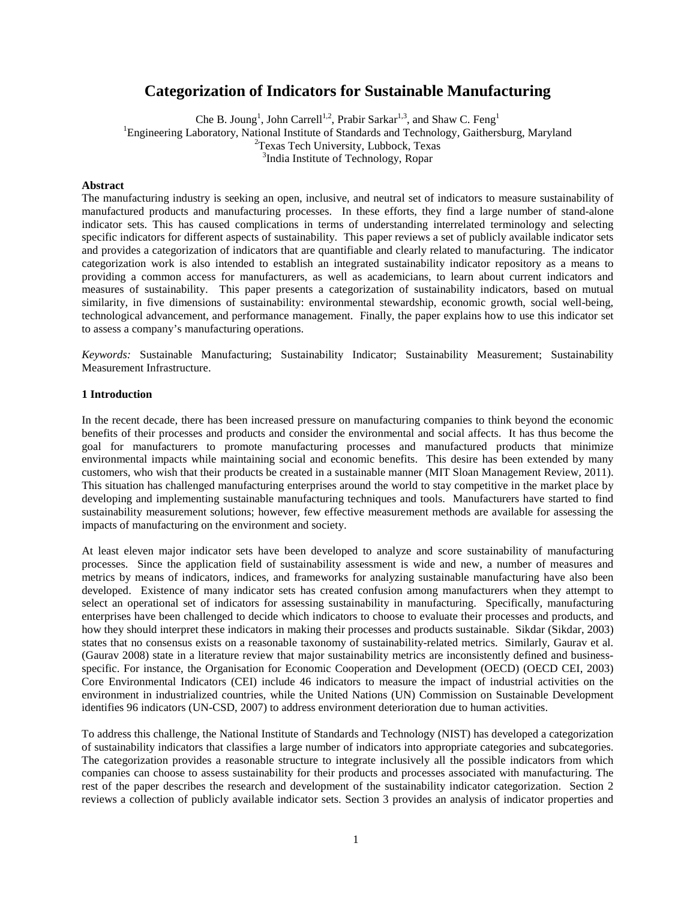# Categorization of Indicators for Sustainable Manufacturing

Che B. Joung[1], John Carrell[1,2], Prabir Sarkar[1,3], and Shaw C. Feng[1]

[1]Engineering Laboratory, National Institute of Standards and Technology, Gaithersburg, Maryland

[2]Texas Tech University, Lubbock, Texas

[3]India Institute of Technology, Ropar

**Abstract**

The manufacturing industry is seeking an open, inclusive, and neutral set of indicators to measure sustainability of manufactured products and manufacturing processes. In these efforts, they find a large number of stand-alone indicator sets. This has caused complications in terms of understanding interrelated terminology and selecting specific indicators for different aspects of sustainability. This paper reviews a set of publicly available indicator sets and provides a categorization of indicators that are quantifiable and clearly related to manufacturing. The indicator categorization work is also intended to establish an integrated sustainability indicator repository as a means to providing a common access for manufacturers, as well as academicians, to learn about current indicators and measures of sustainability. This paper presents a categorization of sustainability indicators, based on mutual similarity, in five dimensions of sustainability: environmental stewardship, economic growth, social well-being, technological advancement, and performance management. Finally, the paper explains how to use this indicator set to assess a company's manufacturing operations.

*Keywords:* Sustainable Manufacturing; Sustainability Indicator; Sustainability Measurement; Sustainability Measurement Infrastructure.

## 1 Introduction

In the recent decade, there has been increased pressure on manufacturing companies to think beyond the economic benefits of their processes and products and consider the environmental and social affects. It has thus become the goal for manufacturers to promote manufacturing processes and manufactured products that minimize environmental impacts while maintaining social and economic benefits. This desire has been extended by many customers, who wish that their products be created in a sustainable manner (MIT Sloan Management Review, 2011). This situation has challenged manufacturing enterprises around the world to stay competitive in the market place by developing and implementing sustainable manufacturing techniques and tools. Manufacturers have started to find sustainability measurement solutions; however, few effective measurement methods are available for assessing the impacts of manufacturing on the environment and society.

At least eleven major indicator sets have been developed to analyze and score sustainability of manufacturing processes. Since the application field of sustainability assessment is wide and new, a number of measures and metrics by means of indicators, indices, and frameworks for analyzing sustainable manufacturing have also been developed. Existence of many indicator sets has created confusion among manufacturers when they attempt to select an operational set of indicators for assessing sustainability in manufacturing. Specifically, manufacturing enterprises have been challenged to decide which indicators to choose to evaluate their processes and products, and how they should interpret these indicators in making their processes and products sustainable. Sikdar (Sikdar, 2003) states that no consensus exists on a reasonable taxonomy of sustainability-related metrics. Similarly, Gaurav et al. (Gaurav 2008) state in a literature review that major sustainability metrics are inconsistently defined and business-specific. For instance, the Organisation for Economic Cooperation and Development (OECD) (OECD CEI, 2003) Core Environmental Indicators (CEI) include 46 indicators to measure the impact of industrial activities on the environment in industrialized countries, while the United Nations (UN) Commission on Sustainable Development identifies 96 indicators (UN-CSD, 2007) to address environment deterioration due to human activities.

To address this challenge, the National Institute of Standards and Technology (NIST) has developed a categorization of sustainability indicators that classifies a large number of indicators into appropriate categories and subcategories. The categorization provides a reasonable structure to integrate inclusively all the possible indicators from which companies can choose to assess sustainability for their products and processes associated with manufacturing. The rest of the paper describes the research and development of the sustainability indicator categorization. Section 2 reviews a collection of publicly available indicator sets. Section 3 provides an analysis of indicator properties and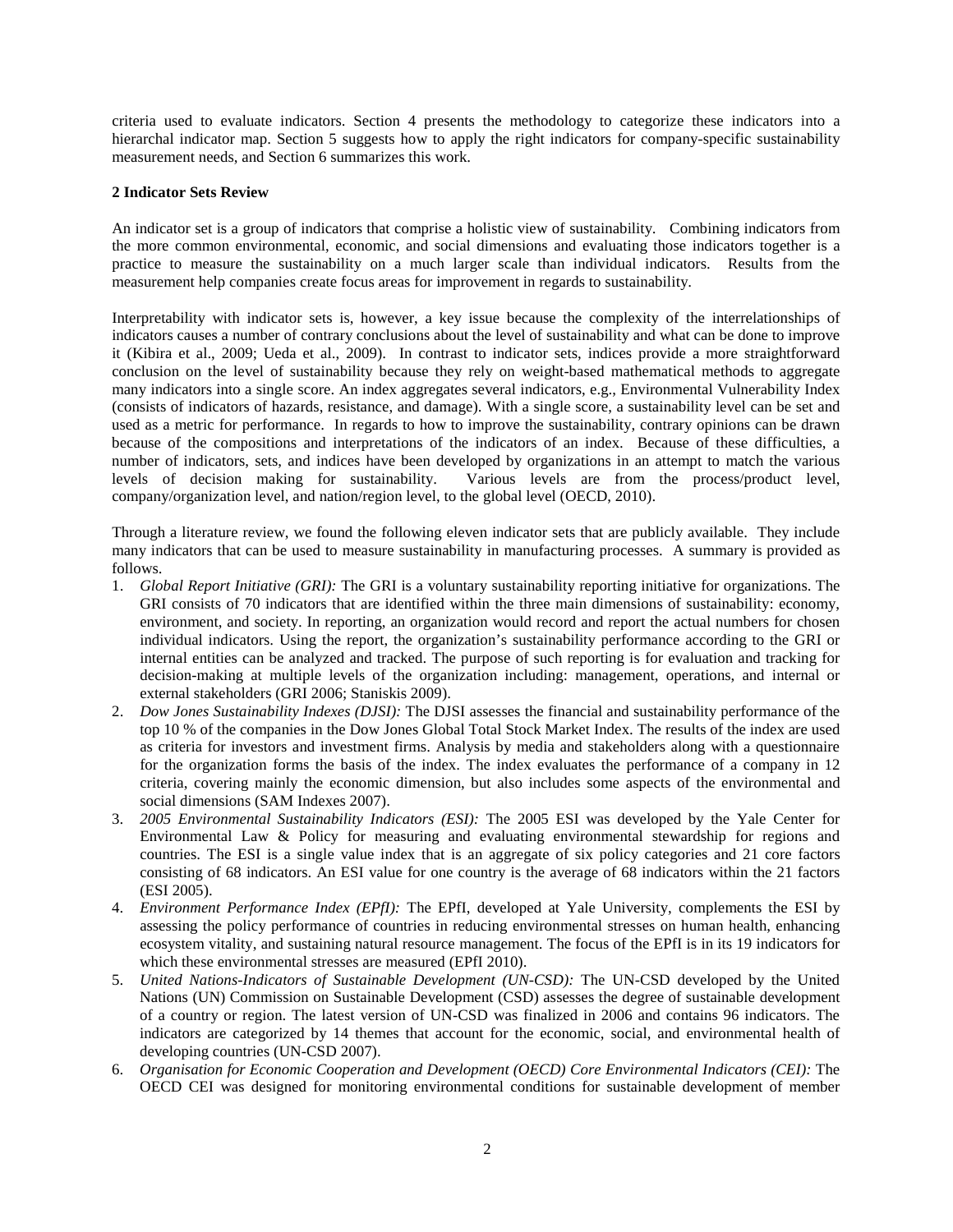criteria used to evaluate indicators. Section 4 presents the methodology to categorize these indicators into a hierarchal indicator map. Section 5 suggests how to apply the right indicators for company-specific sustainability measurement needs, and Section 6 summarizes this work.

## 2 Indicator Sets Review

An indicator set is a group of indicators that comprise a holistic view of sustainability. Combining indicators from the more common environmental, economic, and social dimensions and evaluating those indicators together is a practice to measure the sustainability on a much larger scale than individual indicators. Results from the measurement help companies create focus areas for improvement in regards to sustainability.

Interpretability with indicator sets is, however, a key issue because the complexity of the interrelationships of indicators causes a number of contrary conclusions about the level of sustainability and what can be done to improve it (Kibira et al., 2009; Ueda et al., 2009). In contrast to indicator sets, indices provide a more straightforward conclusion on the level of sustainability because they rely on weight-based mathematical methods to aggregate many indicators into a single score. An index aggregates several indicators, e.g., Environmental Vulnerability Index (consists of indicators of hazards, resistance, and damage). With a single score, a sustainability level can be set and used as a metric for performance. In regards to how to improve the sustainability, contrary opinions can be drawn because of the compositions and interpretations of the indicators of an index. Because of these difficulties, a number of indicators, sets, and indices have been developed by organizations in an attempt to match the various levels of decision making for sustainability. Various levels are from the process/product level, company/organization level, and nation/region level, to the global level (OECD, 2010).

Through a literature review, we found the following eleven indicator sets that are publicly available. They include many indicators that can be used to measure sustainability in manufacturing processes. A summary is provided as follows.

1. *Global Report Initiative (GRI):* The GRI is a voluntary sustainability reporting initiative for organizations. The GRI consists of 70 indicators that are identified within the three main dimensions of sustainability: economy, environment, and society. In reporting, an organization would record and report the actual numbers for chosen individual indicators. Using the report, the organization's sustainability performance according to the GRI or internal entities can be analyzed and tracked. The purpose of such reporting is for evaluation and tracking for decision-making at multiple levels of the organization including: management, operations, and internal or external stakeholders (GRI 2006; Staniskis 2009).
2. *Dow Jones Sustainability Indexes (DJSI):* The DJSI assesses the financial and sustainability performance of the top 10 % of the companies in the Dow Jones Global Total Stock Market Index. The results of the index are used as criteria for investors and investment firms. Analysis by media and stakeholders along with a questionnaire for the organization forms the basis of the index. The index evaluates the performance of a company in 12 criteria, covering mainly the economic dimension, but also includes some aspects of the environmental and social dimensions (SAM Indexes 2007).
3. *2005 Environmental Sustainability Indicators (ESI):* The 2005 ESI was developed by the Yale Center for Environmental Law & Policy for measuring and evaluating environmental stewardship for regions and countries. The ESI is a single value index that is an aggregate of six policy categories and 21 core factors consisting of 68 indicators. An ESI value for one country is the average of 68 indicators within the 21 factors (ESI 2005).
4. *Environment Performance Index (EPfI):* The EPfI, developed at Yale University, complements the ESI by assessing the policy performance of countries in reducing environmental stresses on human health, enhancing ecosystem vitality, and sustaining natural resource management. The focus of the EPfI is in its 19 indicators for which these environmental stresses are measured (EPfI 2010).
5. *United Nations-Indicators of Sustainable Development (UN-CSD):* The UN-CSD developed by the United Nations (UN) Commission on Sustainable Development (CSD) assesses the degree of sustainable development of a country or region. The latest version of UN-CSD was finalized in 2006 and contains 96 indicators. The indicators are categorized by 14 themes that account for the economic, social, and environmental health of developing countries (UN-CSD 2007).
6. *Organisation for Economic Cooperation and Development (OECD) Core Environmental Indicators (CEI):* The OECD CEI was designed for monitoring environmental conditions for sustainable development of member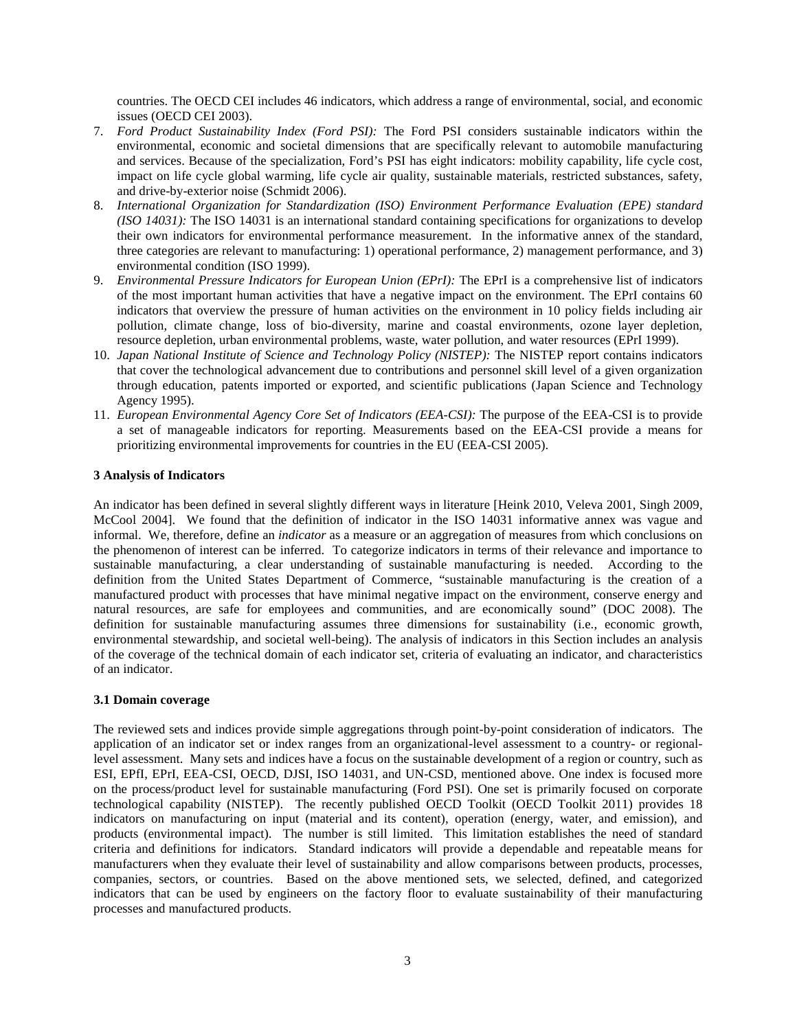countries. The OECD CEI includes 46 indicators, which address a range of environmental, social, and economic issues (OECD CEI 2003).

7. *Ford Product Sustainability Index (Ford PSI):* The Ford PSI considers sustainable indicators within the environmental, economic and societal dimensions that are specifically relevant to automobile manufacturing and services. Because of the specialization, Ford's PSI has eight indicators: mobility capability, life cycle cost, impact on life cycle global warming, life cycle air quality, sustainable materials, restricted substances, safety, and drive-by-exterior noise (Schmidt 2006).
8. *International Organization for Standardization (ISO) Environment Performance Evaluation (EPE) standard (ISO 14031):* The ISO 14031 is an international standard containing specifications for organizations to develop their own indicators for environmental performance measurement. In the informative annex of the standard, three categories are relevant to manufacturing: 1) operational performance, 2) management performance, and 3) environmental condition (ISO 1999).
9. *Environmental Pressure Indicators for European Union (EPrI):* The EPrI is a comprehensive list of indicators of the most important human activities that have a negative impact on the environment. The EPrI contains 60 indicators that overview the pressure of human activities on the environment in 10 policy fields including air pollution, climate change, loss of bio-diversity, marine and coastal environments, ozone layer depletion, resource depletion, urban environmental problems, waste, water pollution, and water resources (EPrI 1999).
10. *Japan National Institute of Science and Technology Policy (NISTEP):* The NISTEP report contains indicators that cover the technological advancement due to contributions and personnel skill level of a given organization through education, patents imported or exported, and scientific publications (Japan Science and Technology Agency 1995).
11. *European Environmental Agency Core Set of Indicators (EEA-CSI):* The purpose of the EEA-CSI is to provide a set of manageable indicators for reporting. Measurements based on the EEA-CSI provide a means for prioritizing environmental improvements for countries in the EU (EEA-CSI 2005).

## 3 Analysis of Indicators

An indicator has been defined in several slightly different ways in literature [Heink 2010, Veleva 2001, Singh 2009, McCool 2004]. We found that the definition of indicator in the ISO 14031 informative annex was vague and informal. We, therefore, define an *indicator* as a measure or an aggregation of measures from which conclusions on the phenomenon of interest can be inferred. To categorize indicators in terms of their relevance and importance to sustainable manufacturing, a clear understanding of sustainable manufacturing is needed. According to the definition from the United States Department of Commerce, "sustainable manufacturing is the creation of a manufactured product with processes that have minimal negative impact on the environment, conserve energy and natural resources, are safe for employees and communities, and are economically sound" (DOC 2008). The definition for sustainable manufacturing assumes three dimensions for sustainability (i.e., economic growth, environmental stewardship, and societal well-being). The analysis of indicators in this Section includes an analysis of the coverage of the technical domain of each indicator set, criteria of evaluating an indicator, and characteristics of an indicator.

### 3.1 Domain coverage

The reviewed sets and indices provide simple aggregations through point-by-point consideration of indicators. The application of an indicator set or index ranges from an organizational-level assessment to a country- or regional-level assessment. Many sets and indices have a focus on the sustainable development of a region or country, such as ESI, EPfI, EPrI, EEA-CSI, OECD, DJSI, ISO 14031, and UN-CSD, mentioned above. One index is focused more on the process/product level for sustainable manufacturing (Ford PSI). One set is primarily focused on corporate technological capability (NISTEP). The recently published OECD Toolkit (OECD Toolkit 2011) provides 18 indicators on manufacturing on input (material and its content), operation (energy, water, and emission), and products (environmental impact). The number is still limited. This limitation establishes the need of standard criteria and definitions for indicators. Standard indicators will provide a dependable and repeatable means for manufacturers when they evaluate their level of sustainability and allow comparisons between products, processes, companies, sectors, or countries. Based on the above mentioned sets, we selected, defined, and categorized indicators that can be used by engineers on the factory floor to evaluate sustainability of their manufacturing processes and manufactured products.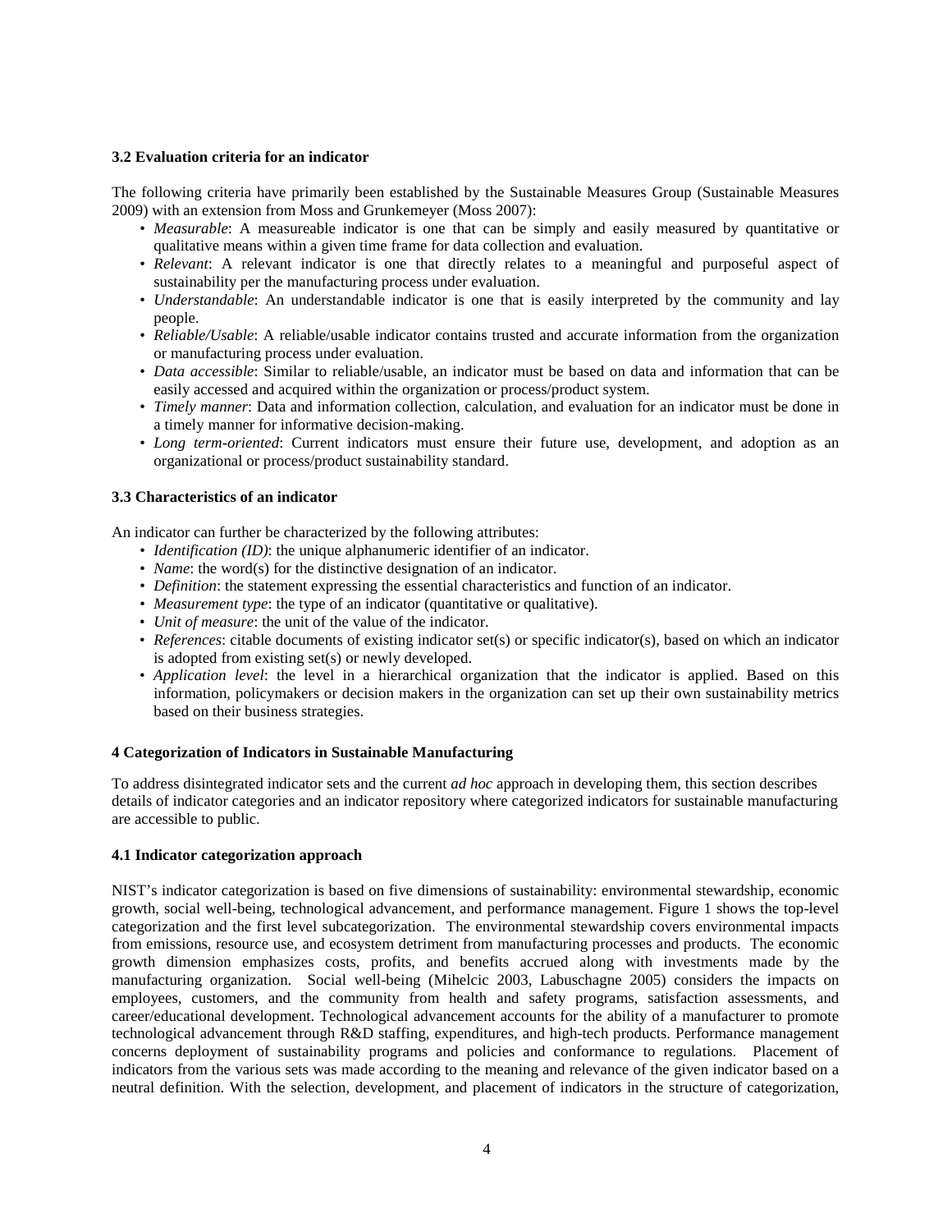### 3.2 Evaluation criteria for an indicator

The following criteria have primarily been established by the Sustainable Measures Group (Sustainable Measures 2009) with an extension from Moss and Grunkemeyer (Moss 2007):

- *Measurable*: A measureable indicator is one that can be simply and easily measured by quantitative or qualitative means within a given time frame for data collection and evaluation.
- *Relevant*: A relevant indicator is one that directly relates to a meaningful and purposeful aspect of sustainability per the manufacturing process under evaluation.
- *Understandable*: An understandable indicator is one that is easily interpreted by the community and lay people.
- *Reliable/Usable*: A reliable/usable indicator contains trusted and accurate information from the organization or manufacturing process under evaluation.
- *Data accessible*: Similar to reliable/usable, an indicator must be based on data and information that can be easily accessed and acquired within the organization or process/product system.
- *Timely manner*: Data and information collection, calculation, and evaluation for an indicator must be done in a timely manner for informative decision-making.
- *Long term-oriented*: Current indicators must ensure their future use, development, and adoption as an organizational or process/product sustainability standard.

### 3.3 Characteristics of an indicator

An indicator can further be characterized by the following attributes:

- *Identification (ID)*: the unique alphanumeric identifier of an indicator.
- *Name*: the word(s) for the distinctive designation of an indicator.
- *Definition*: the statement expressing the essential characteristics and function of an indicator.
- *Measurement type*: the type of an indicator (quantitative or qualitative).
- *Unit of measure*: the unit of the value of the indicator.
- *References*: citable documents of existing indicator set(s) or specific indicator(s), based on which an indicator is adopted from existing set(s) or newly developed.
- *Application level*: the level in a hierarchical organization that the indicator is applied. Based on this information, policymakers or decision makers in the organization can set up their own sustainability metrics based on their business strategies.

## 4 Categorization of Indicators in Sustainable Manufacturing

To address disintegrated indicator sets and the current *ad hoc* approach in developing them, this section describes details of indicator categories and an indicator repository where categorized indicators for sustainable manufacturing are accessible to public.

### 4.1 Indicator categorization approach

NIST's indicator categorization is based on five dimensions of sustainability: environmental stewardship, economic growth, social well-being, technological advancement, and performance management. Figure 1 shows the top-level categorization and the first level subcategorization. The environmental stewardship covers environmental impacts from emissions, resource use, and ecosystem detriment from manufacturing processes and products. The economic growth dimension emphasizes costs, profits, and benefits accrued along with investments made by the manufacturing organization. Social well-being (Mihelcic 2003, Labuschagne 2005) considers the impacts on employees, customers, and the community from health and safety programs, satisfaction assessments, and career/educational development. Technological advancement accounts for the ability of a manufacturer to promote technological advancement through R&D staffing, expenditures, and high-tech products. Performance management concerns deployment of sustainability programs and policies and conformance to regulations. Placement of indicators from the various sets was made according to the meaning and relevance of the given indicator based on a neutral definition. With the selection, development, and placement of indicators in the structure of categorization,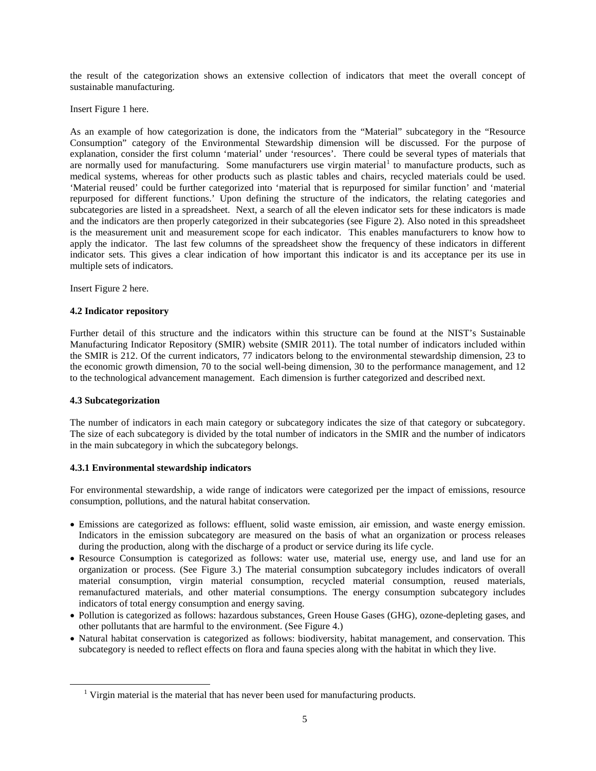the result of the categorization shows an extensive collection of indicators that meet the overall concept of sustainable manufacturing.

Insert Figure 1 here.

As an example of how categorization is done, the indicators from the "Material" subcategory in the "Resource Consumption" category of the Environmental Stewardship dimension will be discussed. For the purpose of explanation, consider the first column 'material' under 'resources'. There could be several types of materials that are normally used for manufacturing. Some manufacturers use virgin material[1] to manufacture products, such as medical systems, whereas for other products such as plastic tables and chairs, recycled materials could be used. 'Material reused' could be further categorized into 'material that is repurposed for similar function' and 'material repurposed for different functions.' Upon defining the structure of the indicators, the relating categories and subcategories are listed in a spreadsheet. Next, a search of all the eleven indicator sets for these indicators is made and the indicators are then properly categorized in their subcategories (see Figure 2). Also noted in this spreadsheet is the measurement unit and measurement scope for each indicator. This enables manufacturers to know how to apply the indicator. The last few columns of the spreadsheet show the frequency of these indicators in different indicator sets. This gives a clear indication of how important this indicator is and its acceptance per its use in multiple sets of indicators.

Insert Figure 2 here.

### 4.2 Indicator repository

Further detail of this structure and the indicators within this structure can be found at the NIST's Sustainable Manufacturing Indicator Repository (SMIR) website (SMIR 2011). The total number of indicators included within the SMIR is 212. Of the current indicators, 77 indicators belong to the environmental stewardship dimension, 23 to the economic growth dimension, 70 to the social well-being dimension, 30 to the performance management, and 12 to the technological advancement management. Each dimension is further categorized and described next.

### 4.3 Subcategorization

The number of indicators in each main category or subcategory indicates the size of that category or subcategory. The size of each subcategory is divided by the total number of indicators in the SMIR and the number of indicators in the main subcategory in which the subcategory belongs.

#### 4.3.1 Environmental stewardship indicators

For environmental stewardship, a wide range of indicators were categorized per the impact of emissions, resource consumption, pollutions, and the natural habitat conservation.

- Emissions are categorized as follows: effluent, solid waste emission, air emission, and waste energy emission. Indicators in the emission subcategory are measured on the basis of what an organization or process releases during the production, along with the discharge of a product or service during its life cycle.
- Resource Consumption is categorized as follows: water use, material use, energy use, and land use for an organization or process. (See Figure 3.) The material consumption subcategory includes indicators of overall material consumption, virgin material consumption, recycled material consumption, reused materials, remanufactured materials, and other material consumptions. The energy consumption subcategory includes indicators of total energy consumption and energy saving.
- Pollution is categorized as follows: hazardous substances, Green House Gases (GHG), ozone-depleting gases, and other pollutants that are harmful to the environment. (See Figure 4.)
- Natural habitat conservation is categorized as follows: biodiversity, habitat management, and conservation. This subcategory is needed to reflect effects on flora and fauna species along with the habitat in which they live.

---

[1] Virgin material is the material that has never been used for manufacturing products.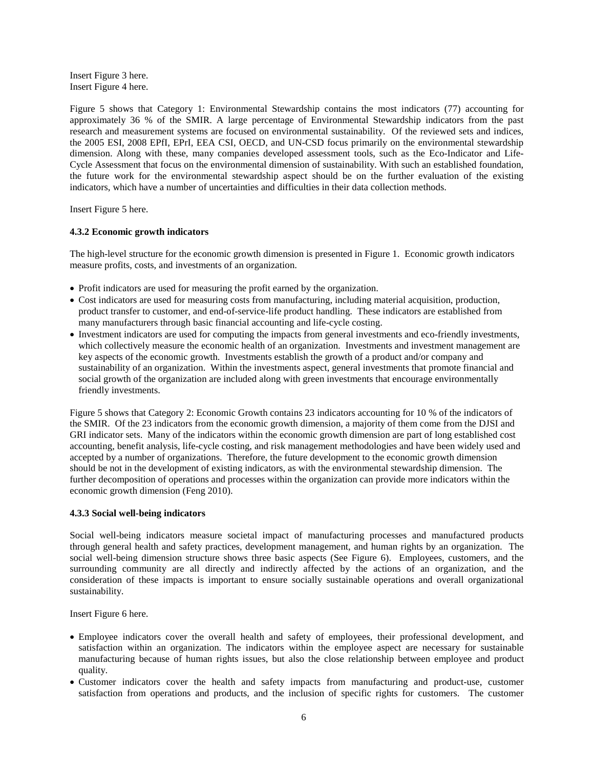Insert Figure 3 here.
Insert Figure 4 here.

Figure 5 shows that Category 1: Environmental Stewardship contains the most indicators (77) accounting for approximately 36 % of the SMIR. A large percentage of Environmental Stewardship indicators from the past research and measurement systems are focused on environmental sustainability. Of the reviewed sets and indices, the 2005 ESI, 2008 EPfI, EPrI, EEA CSI, OECD, and UN-CSD focus primarily on the environmental stewardship dimension. Along with these, many companies developed assessment tools, such as the Eco-Indicator and Life-Cycle Assessment that focus on the environmental dimension of sustainability. With such an established foundation, the future work for the environmental stewardship aspect should be on the further evaluation of the existing indicators, which have a number of uncertainties and difficulties in their data collection methods.

Insert Figure 5 here.

#### 4.3.2 Economic growth indicators

The high-level structure for the economic growth dimension is presented in Figure 1. Economic growth indicators measure profits, costs, and investments of an organization.

- Profit indicators are used for measuring the profit earned by the organization.
- Cost indicators are used for measuring costs from manufacturing, including material acquisition, production, product transfer to customer, and end-of-service-life product handling. These indicators are established from many manufacturers through basic financial accounting and life-cycle costing.
- Investment indicators are used for computing the impacts from general investments and eco-friendly investments, which collectively measure the economic health of an organization. Investments and investment management are key aspects of the economic growth. Investments establish the growth of a product and/or company and sustainability of an organization. Within the investments aspect, general investments that promote financial and social growth of the organization are included along with green investments that encourage environmentally friendly investments.

Figure 5 shows that Category 2: Economic Growth contains 23 indicators accounting for 10 % of the indicators of the SMIR. Of the 23 indicators from the economic growth dimension, a majority of them come from the DJSI and GRI indicator sets. Many of the indicators within the economic growth dimension are part of long established cost accounting, benefit analysis, life-cycle costing, and risk management methodologies and have been widely used and accepted by a number of organizations. Therefore, the future development to the economic growth dimension should be not in the development of existing indicators, as with the environmental stewardship dimension. The further decomposition of operations and processes within the organization can provide more indicators within the economic growth dimension (Feng 2010).

#### 4.3.3 Social well-being indicators

Social well-being indicators measure societal impact of manufacturing processes and manufactured products through general health and safety practices, development management, and human rights by an organization. The social well-being dimension structure shows three basic aspects (See Figure 6). Employees, customers, and the surrounding community are all directly and indirectly affected by the actions of an organization, and the consideration of these impacts is important to ensure socially sustainable operations and overall organizational sustainability.

Insert Figure 6 here.

- Employee indicators cover the overall health and safety of employees, their professional development, and satisfaction within an organization. The indicators within the employee aspect are necessary for sustainable manufacturing because of human rights issues, but also the close relationship between employee and product quality.
- Customer indicators cover the health and safety impacts from manufacturing and product-use, customer satisfaction from operations and products, and the inclusion of specific rights for customers. The customer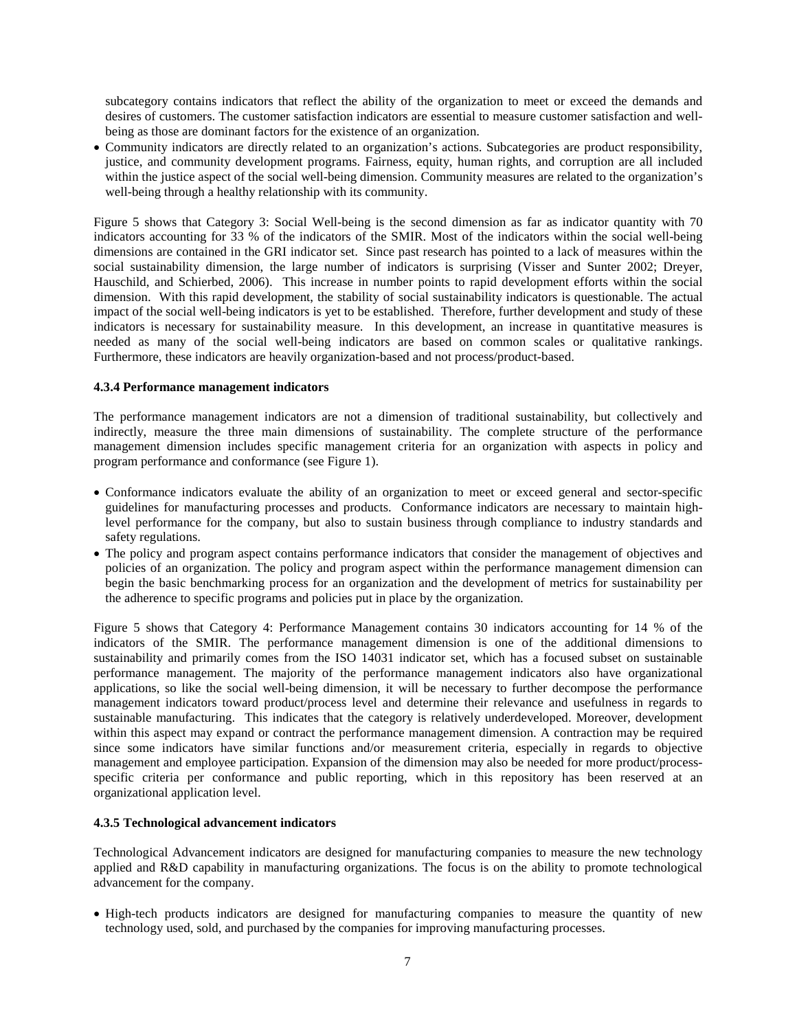subcategory contains indicators that reflect the ability of the organization to meet or exceed the demands and desires of customers. The customer satisfaction indicators are essential to measure customer satisfaction and well-being as those are dominant factors for the existence of an organization.

- Community indicators are directly related to an organization's actions. Subcategories are product responsibility, justice, and community development programs. Fairness, equity, human rights, and corruption are all included within the justice aspect of the social well-being dimension. Community measures are related to the organization's well-being through a healthy relationship with its community.

Figure 5 shows that Category 3: Social Well-being is the second dimension as far as indicator quantity with 70 indicators accounting for 33 % of the indicators of the SMIR. Most of the indicators within the social well-being dimensions are contained in the GRI indicator set. Since past research has pointed to a lack of measures within the social sustainability dimension, the large number of indicators is surprising (Visser and Sunter 2002; Dreyer, Hauschild, and Schierbed, 2006). This increase in number points to rapid development efforts within the social dimension. With this rapid development, the stability of social sustainability indicators is questionable. The actual impact of the social well-being indicators is yet to be established. Therefore, further development and study of these indicators is necessary for sustainability measure. In this development, an increase in quantitative measures is needed as many of the social well-being indicators are based on common scales or qualitative rankings. Furthermore, these indicators are heavily organization-based and not process/product-based.

#### 4.3.4 Performance management indicators

The performance management indicators are not a dimension of traditional sustainability, but collectively and indirectly, measure the three main dimensions of sustainability. The complete structure of the performance management dimension includes specific management criteria for an organization with aspects in policy and program performance and conformance (see Figure 1).

- Conformance indicators evaluate the ability of an organization to meet or exceed general and sector-specific guidelines for manufacturing processes and products. Conformance indicators are necessary to maintain high-level performance for the company, but also to sustain business through compliance to industry standards and safety regulations.
- The policy and program aspect contains performance indicators that consider the management of objectives and policies of an organization. The policy and program aspect within the performance management dimension can begin the basic benchmarking process for an organization and the development of metrics for sustainability per the adherence to specific programs and policies put in place by the organization.

Figure 5 shows that Category 4: Performance Management contains 30 indicators accounting for 14 % of the indicators of the SMIR. The performance management dimension is one of the additional dimensions to sustainability and primarily comes from the ISO 14031 indicator set, which has a focused subset on sustainable performance management. The majority of the performance management indicators also have organizational applications, so like the social well-being dimension, it will be necessary to further decompose the performance management indicators toward product/process level and determine their relevance and usefulness in regards to sustainable manufacturing. This indicates that the category is relatively underdeveloped. Moreover, development within this aspect may expand or contract the performance management dimension. A contraction may be required since some indicators have similar functions and/or measurement criteria, especially in regards to objective management and employee participation. Expansion of the dimension may also be needed for more product/process-specific criteria per conformance and public reporting, which in this repository has been reserved at an organizational application level.

#### 4.3.5 Technological advancement indicators

Technological Advancement indicators are designed for manufacturing companies to measure the new technology applied and R&D capability in manufacturing organizations. The focus is on the ability to promote technological advancement for the company.

- High-tech products indicators are designed for manufacturing companies to measure the quantity of new technology used, sold, and purchased by the companies for improving manufacturing processes.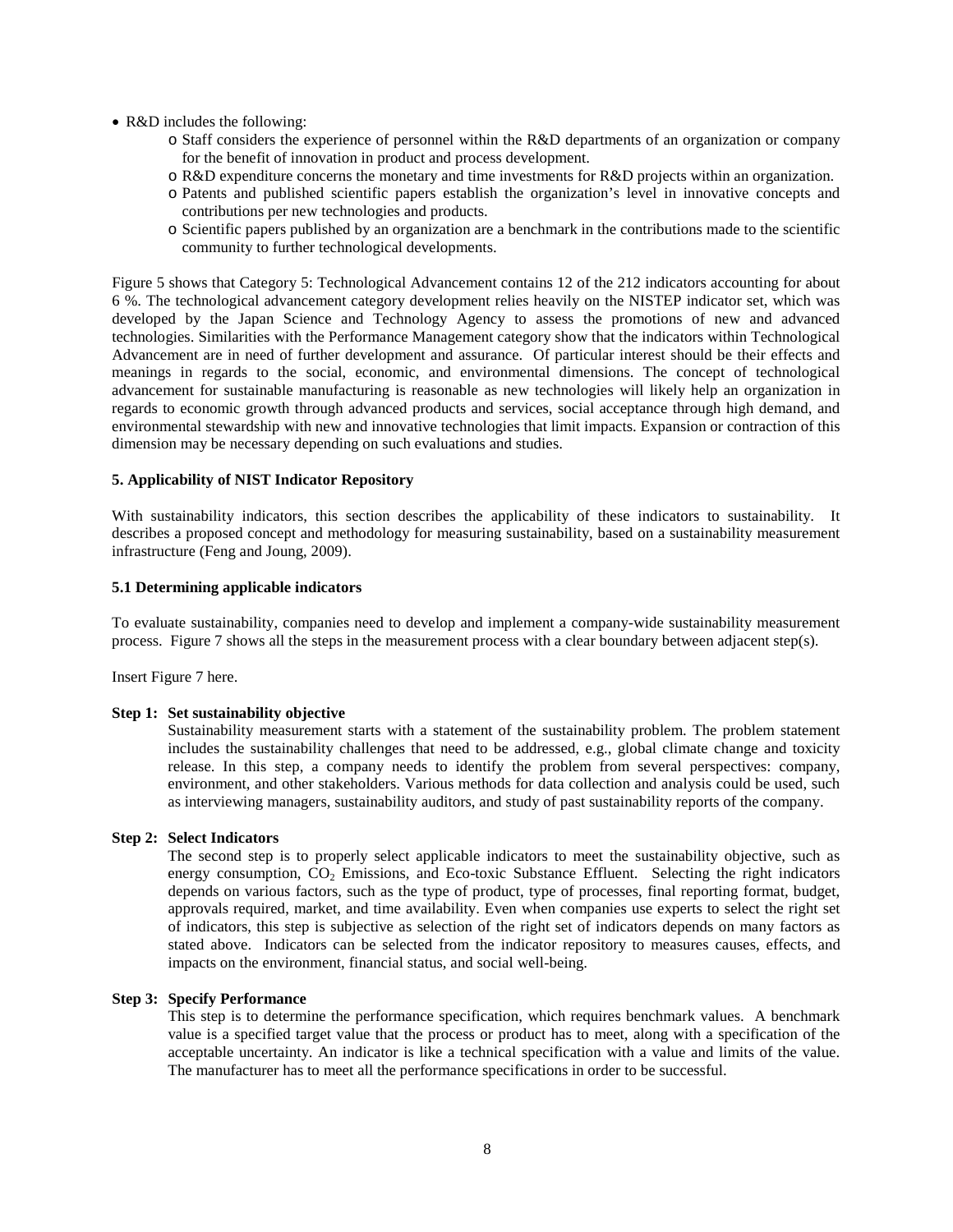- R&D includes the following:
  - Staff considers the experience of personnel within the R&D departments of an organization or company for the benefit of innovation in product and process development.
  - R&D expenditure concerns the monetary and time investments for R&D projects within an organization.
  - Patents and published scientific papers establish the organization's level in innovative concepts and contributions per new technologies and products.
  - Scientific papers published by an organization are a benchmark in the contributions made to the scientific community to further technological developments.

Figure 5 shows that Category 5: Technological Advancement contains 12 of the 212 indicators accounting for about 6 %. The technological advancement category development relies heavily on the NISTEP indicator set, which was developed by the Japan Science and Technology Agency to assess the promotions of new and advanced technologies. Similarities with the Performance Management category show that the indicators within Technological Advancement are in need of further development and assurance. Of particular interest should be their effects and meanings in regards to the social, economic, and environmental dimensions. The concept of technological advancement for sustainable manufacturing is reasonable as new technologies will likely help an organization in regards to economic growth through advanced products and services, social acceptance through high demand, and environmental stewardship with new and innovative technologies that limit impacts. Expansion or contraction of this dimension may be necessary depending on such evaluations and studies.

**5. Applicability of NIST Indicator Repository**

With sustainability indicators, this section describes the applicability of these indicators to sustainability. It describes a proposed concept and methodology for measuring sustainability, based on a sustainability measurement infrastructure (Feng and Joung, 2009).

**5.1 Determining applicable indicators**

To evaluate sustainability, companies need to develop and implement a company-wide sustainability measurement process. Figure 7 shows all the steps in the measurement process with a clear boundary between adjacent step(s).

Insert Figure 7 here.

**Step 1: Set sustainability objective**

Sustainability measurement starts with a statement of the sustainability problem. The problem statement includes the sustainability challenges that need to be addressed, e.g., global climate change and toxicity release. In this step, a company needs to identify the problem from several perspectives: company, environment, and other stakeholders. Various methods for data collection and analysis could be used, such as interviewing managers, sustainability auditors, and study of past sustainability reports of the company.

**Step 2: Select Indicators**

The second step is to properly select applicable indicators to meet the sustainability objective, such as energy consumption, $CO_2$ Emissions, and Eco-toxic Substance Effluent. Selecting the right indicators depends on various factors, such as the type of product, type of processes, final reporting format, budget, approvals required, market, and time availability. Even when companies use experts to select the right set of indicators, this step is subjective as selection of the right set of indicators depends on many factors as stated above. Indicators can be selected from the indicator repository to measures causes, effects, and impacts on the environment, financial status, and social well-being.

**Step 3: Specify Performance**

This step is to determine the performance specification, which requires benchmark values. A benchmark value is a specified target value that the process or product has to meet, along with a specification of the acceptable uncertainty. An indicator is like a technical specification with a value and limits of the value. The manufacturer has to meet all the performance specifications in order to be successful.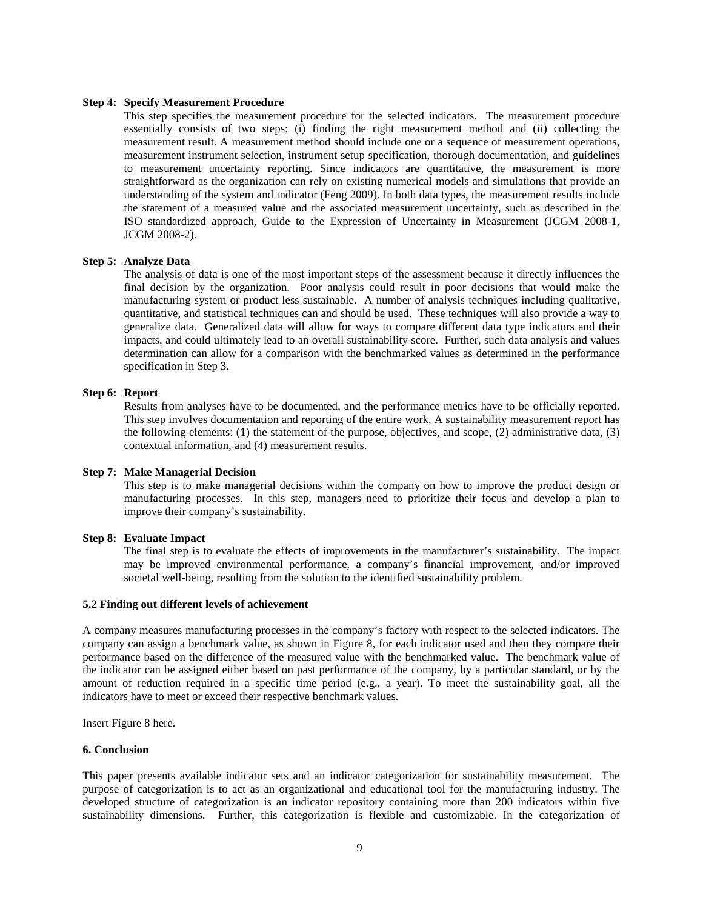**Step 4: Specify Measurement Procedure**

This step specifies the measurement procedure for the selected indicators. The measurement procedure essentially consists of two steps: (i) finding the right measurement method and (ii) collecting the measurement result. A measurement method should include one or a sequence of measurement operations, measurement instrument selection, instrument setup specification, thorough documentation, and guidelines to measurement uncertainty reporting. Since indicators are quantitative, the measurement is more straightforward as the organization can rely on existing numerical models and simulations that provide an understanding of the system and indicator (Feng 2009). In both data types, the measurement results include the statement of a measured value and the associated measurement uncertainty, such as described in the ISO standardized approach, Guide to the Expression of Uncertainty in Measurement (JCGM 2008-1, JCGM 2008-2).

**Step 5: Analyze Data**

The analysis of data is one of the most important steps of the assessment because it directly influences the final decision by the organization. Poor analysis could result in poor decisions that would make the manufacturing system or product less sustainable. A number of analysis techniques including qualitative, quantitative, and statistical techniques can and should be used. These techniques will also provide a way to generalize data. Generalized data will allow for ways to compare different data type indicators and their impacts, and could ultimately lead to an overall sustainability score. Further, such data analysis and values determination can allow for a comparison with the benchmarked values as determined in the performance specification in Step 3.

**Step 6: Report**

Results from analyses have to be documented, and the performance metrics have to be officially reported. This step involves documentation and reporting of the entire work. A sustainability measurement report has the following elements: (1) the statement of the purpose, objectives, and scope, (2) administrative data, (3) contextual information, and (4) measurement results.

**Step 7: Make Managerial Decision**

This step is to make managerial decisions within the company on how to improve the product design or manufacturing processes. In this step, managers need to prioritize their focus and develop a plan to improve their company's sustainability.

**Step 8: Evaluate Impact**

The final step is to evaluate the effects of improvements in the manufacturer's sustainability. The impact may be improved environmental performance, a company's financial improvement, and/or improved societal well-being, resulting from the solution to the identified sustainability problem.

### 5.2 Finding out different levels of achievement

A company measures manufacturing processes in the company's factory with respect to the selected indicators. The company can assign a benchmark value, as shown in Figure 8, for each indicator used and then they compare their performance based on the difference of the measured value with the benchmarked value. The benchmark value of the indicator can be assigned either based on past performance of the company, by a particular standard, or by the amount of reduction required in a specific time period (e.g., a year). To meet the sustainability goal, all the indicators have to meet or exceed their respective benchmark values.

Insert Figure 8 here.

## 6. Conclusion

This paper presents available indicator sets and an indicator categorization for sustainability measurement. The purpose of categorization is to act as an organizational and educational tool for the manufacturing industry. The developed structure of categorization is an indicator repository containing more than 200 indicators within five sustainability dimensions. Further, this categorization is flexible and customizable. In the categorization of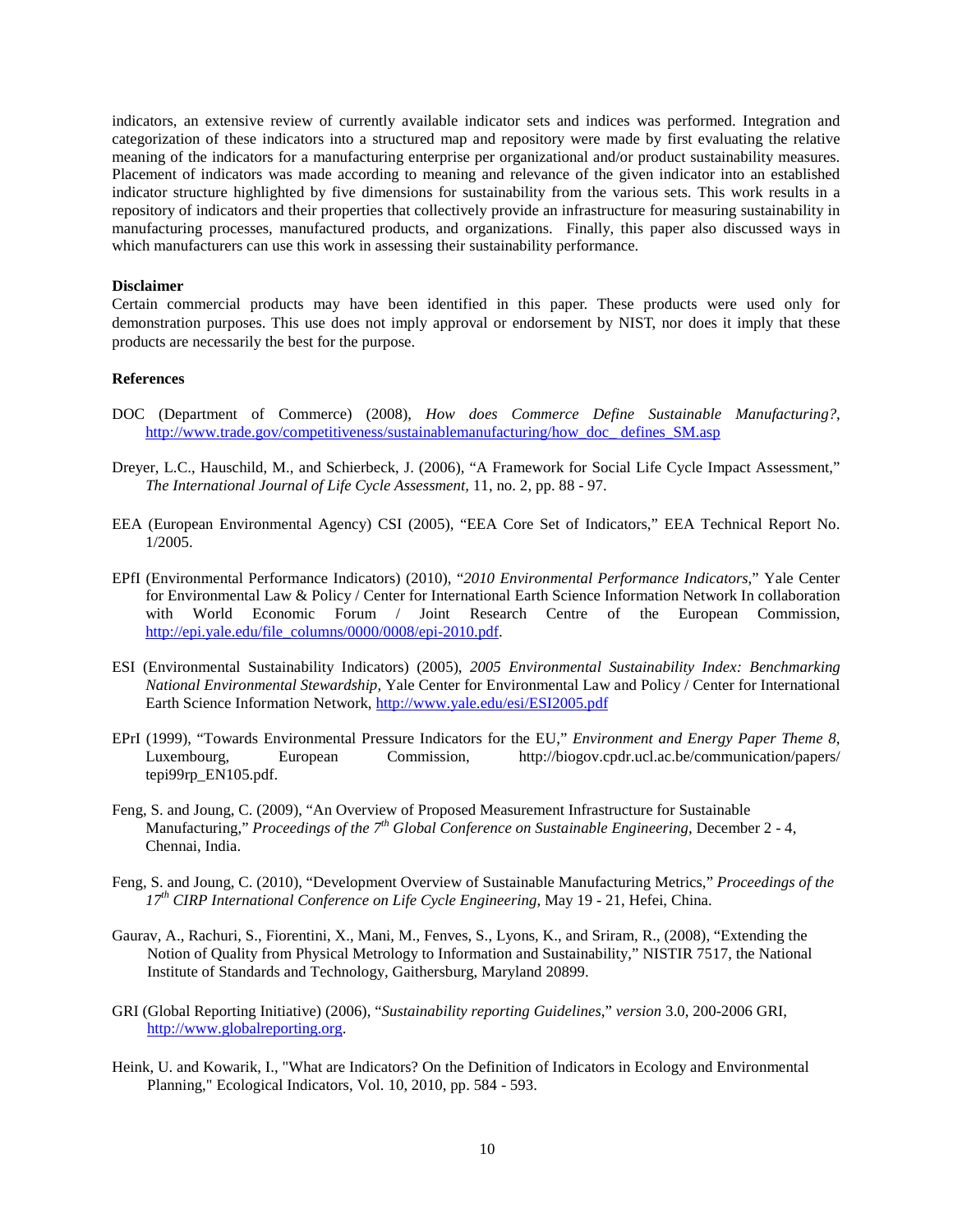indicators, an extensive review of currently available indicator sets and indices was performed. Integration and categorization of these indicators into a structured map and repository were made by first evaluating the relative meaning of the indicators for a manufacturing enterprise per organizational and/or product sustainability measures. Placement of indicators was made according to meaning and relevance of the given indicator into an established indicator structure highlighted by five dimensions for sustainability from the various sets. This work results in a repository of indicators and their properties that collectively provide an infrastructure for measuring sustainability in manufacturing processes, manufactured products, and organizations. Finally, this paper also discussed ways in which manufacturers can use this work in assessing their sustainability performance.

**Disclaimer**

Certain commercial products may have been identified in this paper. These products were used only for demonstration purposes. This use does not imply approval or endorsement by NIST, nor does it imply that these products are necessarily the best for the purpose.

**References**

DOC (Department of Commerce) (2008), *How does Commerce Define Sustainable Manufacturing?*, http://www.trade.gov/competitiveness/sustainablemanufacturing/how_doc_ defines_SM.asp

Dreyer, L.C., Hauschild, M., and Schierbeck, J. (2006), "A Framework for Social Life Cycle Impact Assessment," *The International Journal of Life Cycle Assessment,* 11, no. 2, pp. 88 - 97.

EEA (European Environmental Agency) CSI (2005), "EEA Core Set of Indicators," EEA Technical Report No. 1/2005.

EPfI (Environmental Performance Indicators) (2010), "*2010 Environmental Performance Indicators*," Yale Center for Environmental Law & Policy / Center for International Earth Science Information Network In collaboration with World Economic Forum / Joint Research Centre of the European Commission, http://epi.yale.edu/file_columns/0000/0008/epi-2010.pdf.

ESI (Environmental Sustainability Indicators) (2005), *2005 Environmental Sustainability Index: Benchmarking National Environmental Stewardship,* Yale Center for Environmental Law and Policy / Center for International Earth Science Information Network, http://www.yale.edu/esi/ESI2005.pdf

EPrI (1999), "Towards Environmental Pressure Indicators for the EU," *Environment and Energy Paper Theme 8*, Luxembourg, European Commission, http://biogov.cpdr.ucl.ac.be/communication/papers/ tepi99rp_EN105.pdf.

Feng, S. and Joung, C. (2009), "An Overview of Proposed Measurement Infrastructure for Sustainable Manufacturing," *Proceedings of the 7th Global Conference on Sustainable Engineering*, December 2 - 4, Chennai, India.

Feng, S. and Joung, C. (2010), "Development Overview of Sustainable Manufacturing Metrics," *Proceedings of the 17th CIRP International Conference on Life Cycle Engineering*, May 19 - 21, Hefei, China.

Gaurav, A., Rachuri, S., Fiorentini, X., Mani, M., Fenves, S., Lyons, K., and Sriram, R., (2008), "Extending the Notion of Quality from Physical Metrology to Information and Sustainability," NISTIR 7517, the National Institute of Standards and Technology, Gaithersburg, Maryland 20899.

GRI (Global Reporting Initiative) (2006), "*Sustainability reporting Guidelines*," *version* 3.0, 200-2006 GRI, http://www.globalreporting.org.

Heink, U. and Kowarik, I., "What are Indicators? On the Definition of Indicators in Ecology and Environmental Planning," Ecological Indicators, Vol. 10, 2010, pp. 584 - 593.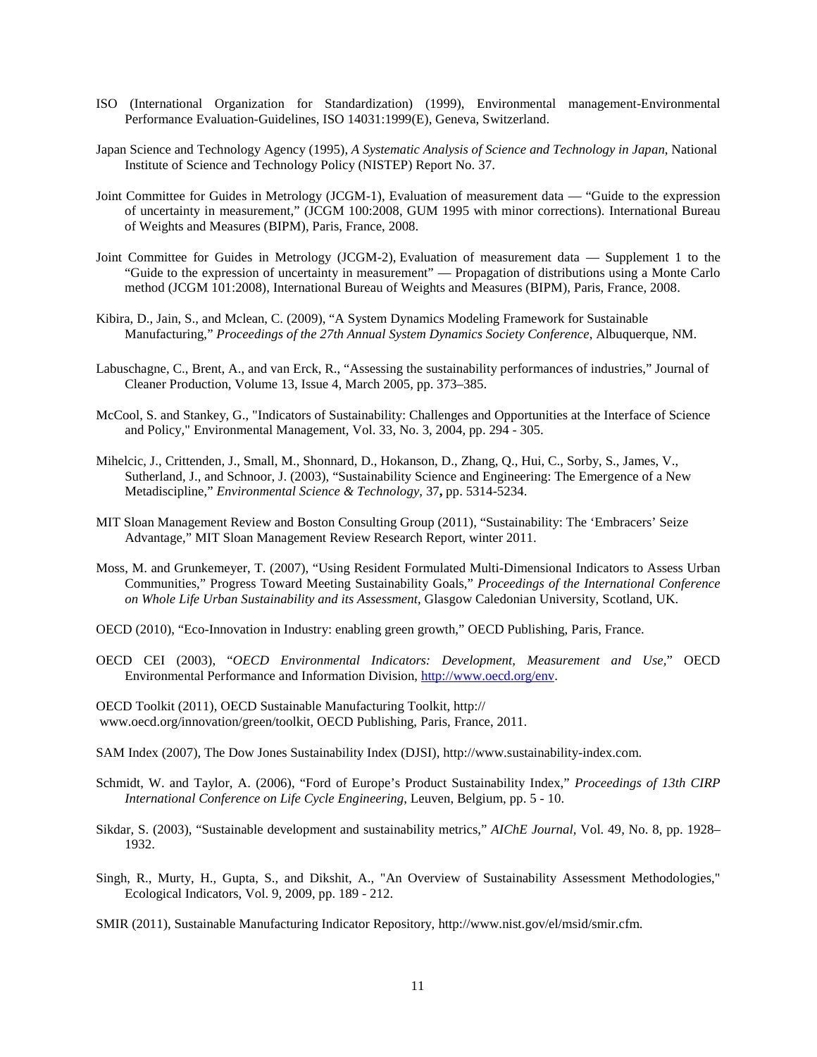ISO (International Organization for Standardization) (1999), Environmental management-Environmental Performance Evaluation-Guidelines, ISO 14031:1999(E), Geneva, Switzerland.

Japan Science and Technology Agency (1995), *A Systematic Analysis of Science and Technology in Japan*, National Institute of Science and Technology Policy (NISTEP) Report No. 37.

Joint Committee for Guides in Metrology (JCGM-1), Evaluation of measurement data — "Guide to the expression of uncertainty in measurement," (JCGM 100:2008, GUM 1995 with minor corrections). International Bureau of Weights and Measures (BIPM), Paris, France, 2008.

Joint Committee for Guides in Metrology (JCGM-2), Evaluation of measurement data — Supplement 1 to the "Guide to the expression of uncertainty in measurement" — Propagation of distributions using a Monte Carlo method (JCGM 101:2008), International Bureau of Weights and Measures (BIPM), Paris, France, 2008.

Kibira, D., Jain, S., and Mclean, C. (2009), "A System Dynamics Modeling Framework for Sustainable Manufacturing," *Proceedings of the 27th Annual System Dynamics Society Conference*, Albuquerque, NM.

Labuschagne, C., Brent, A., and van Erck, R., "Assessing the sustainability performances of industries," Journal of Cleaner Production, Volume 13, Issue 4, March 2005, pp. 373–385.

McCool, S. and Stankey, G., "Indicators of Sustainability: Challenges and Opportunities at the Interface of Science and Policy," Environmental Management, Vol. 33, No. 3, 2004, pp. 294 - 305.

Mihelcic, J., Crittenden, J., Small, M., Shonnard, D., Hokanson, D., Zhang, Q., Hui, C., Sorby, S., James, V., Sutherland, J., and Schnoor, J. (2003), "Sustainability Science and Engineering: The Emergence of a New Metadiscipline," *Environmental Science & Technology*, 37**,** pp. 5314-5234.

MIT Sloan Management Review and Boston Consulting Group (2011), "Sustainability: The 'Embracers' Seize Advantage," MIT Sloan Management Review Research Report, winter 2011.

Moss, M. and Grunkemeyer, T. (2007), "Using Resident Formulated Multi-Dimensional Indicators to Assess Urban Communities," Progress Toward Meeting Sustainability Goals," *Proceedings of the International Conference on Whole Life Urban Sustainability and its Assessment*, Glasgow Caledonian University, Scotland, UK.

OECD (2010), "Eco-Innovation in Industry: enabling green growth," OECD Publishing, Paris, France.

OECD CEI (2003), "*OECD Environmental Indicators: Development, Measurement and Use*," OECD Environmental Performance and Information Division, http://www.oecd.org/env.

OECD Toolkit (2011), OECD Sustainable Manufacturing Toolkit, http:// www.oecd.org/innovation/green/toolkit, OECD Publishing, Paris, France, 2011.

SAM Index (2007), The Dow Jones Sustainability Index (DJSI), http://www.sustainability-index.com.

Schmidt, W. and Taylor, A. (2006), "Ford of Europe's Product Sustainability Index," *Proceedings of 13th CIRP International Conference on Life Cycle Engineering*, Leuven, Belgium, pp. 5 - 10.

Sikdar, S. (2003), "Sustainable development and sustainability metrics," *AIChE Journal*, Vol. 49, No. 8, pp. 1928–1932.

Singh, R., Murty, H., Gupta, S., and Dikshit, A., "An Overview of Sustainability Assessment Methodologies," Ecological Indicators, Vol. 9, 2009, pp. 189 - 212.

SMIR (2011), Sustainable Manufacturing Indicator Repository, http://www.nist.gov/el/msid/smir.cfm.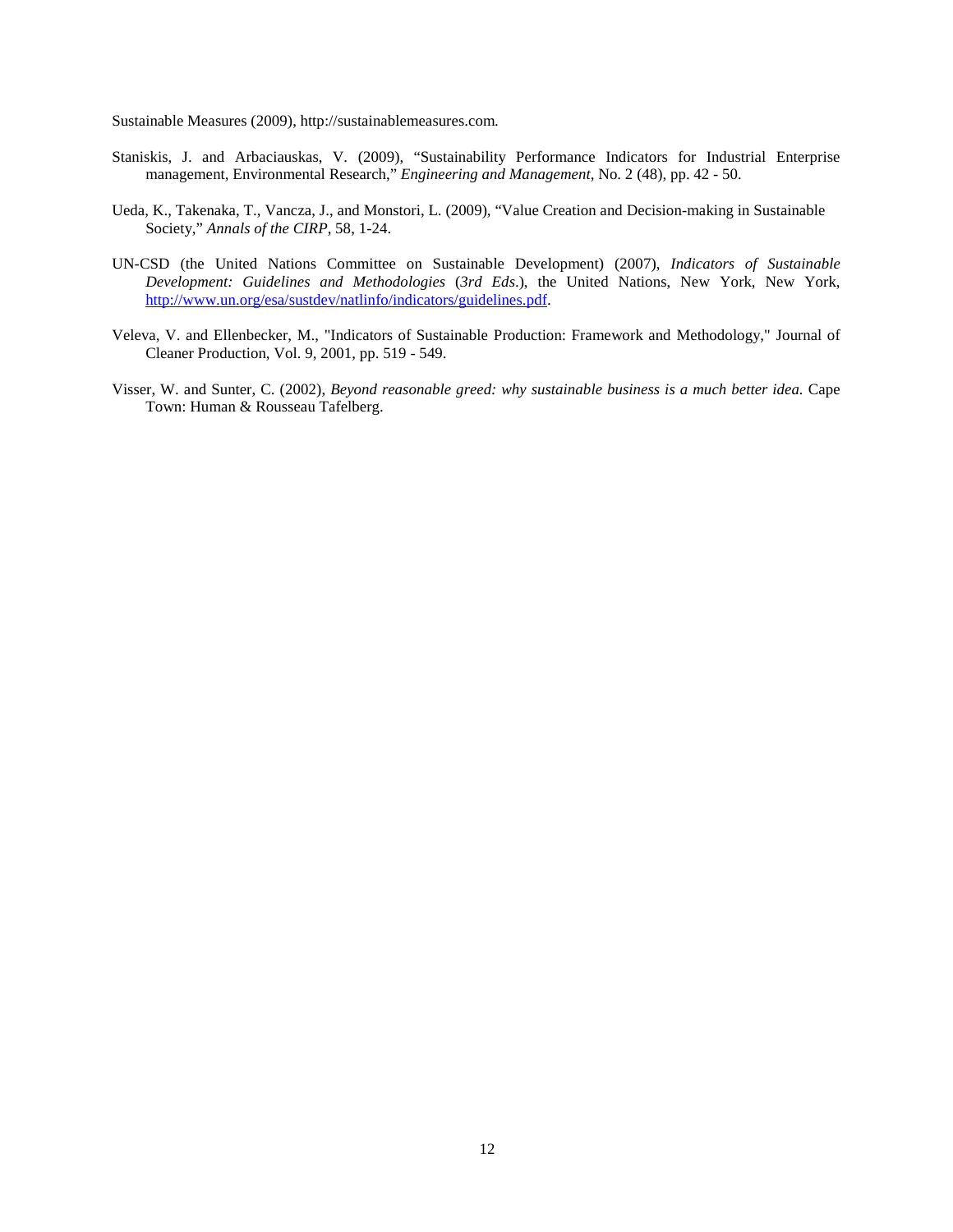Sustainable Measures (2009), http://sustainablemeasures.com.

Staniskis, J. and Arbaciauskas, V. (2009), "Sustainability Performance Indicators for Industrial Enterprise management, Environmental Research," *Engineering and Management*, No. 2 (48), pp. 42 - 50.

Ueda, K., Takenaka, T., Vancza, J., and Monstori, L. (2009), "Value Creation and Decision-making in Sustainable Society," *Annals of the CIRP*, 58, 1-24.

UN-CSD (the United Nations Committee on Sustainable Development) (2007), *Indicators of Sustainable Development: Guidelines and Methodologies* (*3rd Eds*.), the United Nations, New York, New York, http://www.un.org/esa/sustdev/natlinfo/indicators/guidelines.pdf.

Veleva, V. and Ellenbecker, M., "Indicators of Sustainable Production: Framework and Methodology," Journal of Cleaner Production, Vol. 9, 2001, pp. 519 - 549.

Visser, W. and Sunter, C. (2002), *Beyond reasonable greed: why sustainable business is a much better idea.* Cape Town: Human & Rousseau Tafelberg.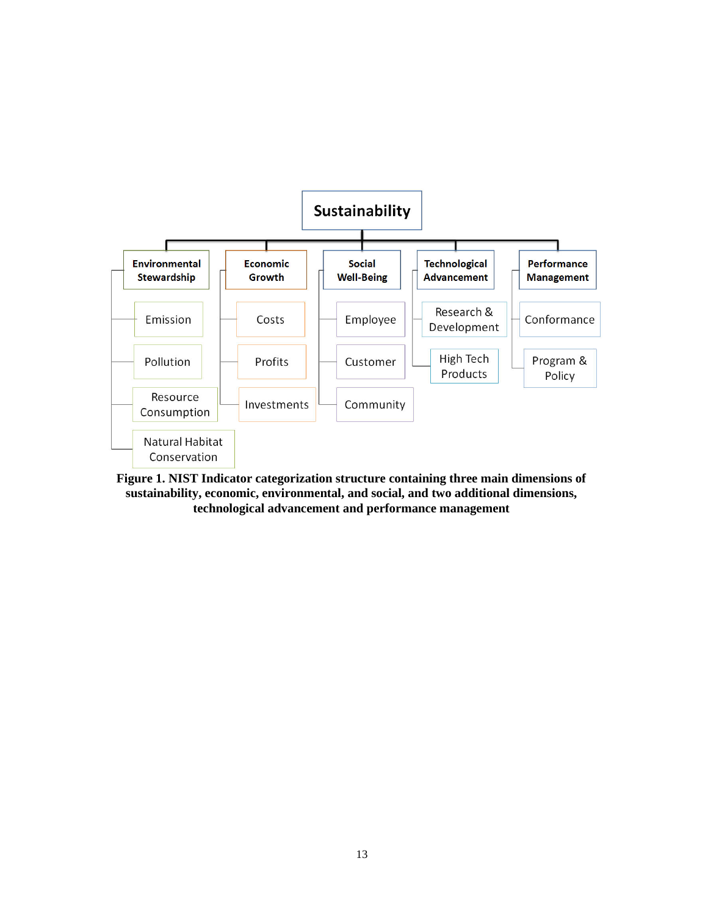- **Sustainability**
  - **Environmental Stewardship**
    - Emission
    - Pollution
    - Resource Consumption
    - Natural Habitat Conservation
  - **Economic Growth**
    - Costs
    - Profits
    - Investments
  - **Social Well-Being**
    - Employee
    - Customer
    - Community
  - **Technological Advancement**
    - Research & Development
    - High Tech Products
  - **Performance Management**
    - Conformance
    - Program & Policy

**Figure 1. NIST Indicator categorization structure containing three main dimensions of sustainability, economic, environmental, and social, and two additional dimensions, technological advancement and performance management**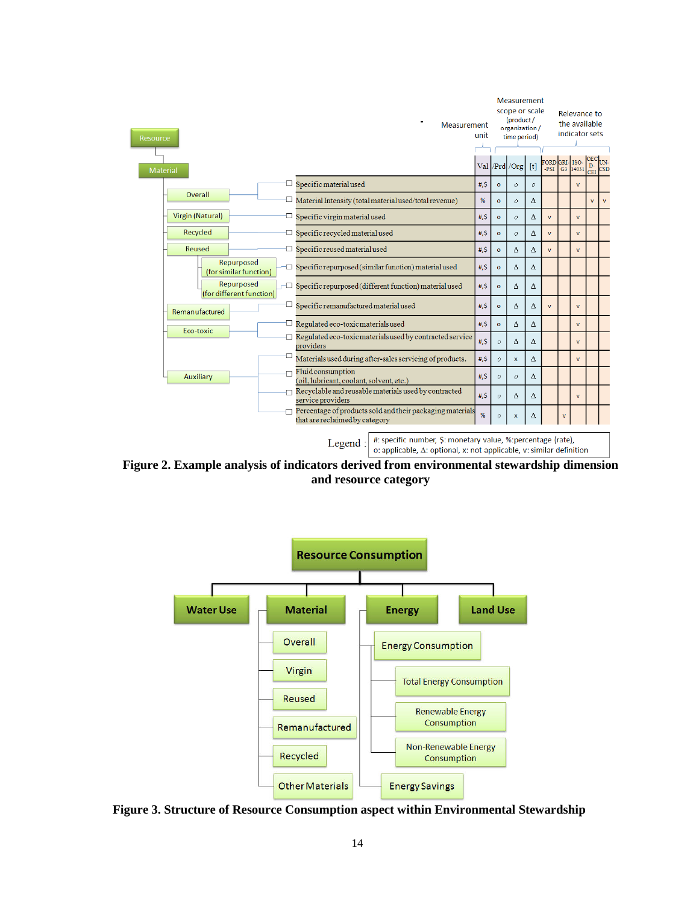Resource > Material

| Category | Indicator | Measurement unit (Val) | Measurement scope or scale (product / organization / time period): /Prd | /Org | [t] | Relevance to the available indicator sets: FORD-PSI | GRI-G3 | ISO-14031 | OECD-CEI | UN-CSD |
|---|---|---|---|---|---|---|---|---|---|---|
| Overall | Specific material used | #,$ | o | o | o | | | v | | |
| | Material Intensity (total material used/total revenue) | % | o | o | Δ | | | | v | v |
| Virgin (Natural) | Specific virgin material used | #,$ | o | o | Δ | v | | v | | |
| Recycled | Specific recycled material used | #,$ | o | o | Δ | v | | v | | |
| Reused | Specific reused material used | #,$ | o | Δ | Δ | v | | v | | |
| Repurposed (for similar function) | Specific repurposed (similar function) material used | #,$ | o | Δ | Δ | | | | | |
| Repurposed (for different function) | Specific repurposed (different function) material used | #,$ | o | Δ | Δ | | | | | |
| Remanufactured | Specific remanufactured material used | #,$ | o | Δ | Δ | v | | v | | |
| Eco-toxic | Regulated eco-toxic materials used | #,$ | o | Δ | Δ | | | v | | |
| | Regulated eco-toxic materials used by contracted service providers | #,$ | o | Δ | Δ | | | v | | |
| Auxiliary | Materials used during after-sales servicing of products. | #,$ | o | x | Δ | | | v | | |
| | Fluid consumption (oil, lubricant, coolant, solvent, etc.) | #,$ | o | o | Δ | | | | | |
| | Recyclable and reusable materials used by contracted service providers | #,$ | o | Δ | Δ | | | v | | |
| | Percentage of products sold and their packaging materials that are reclaimed by category | % | o | x | Δ | | v | | | |

Legend : #: specific number, $: monetary value, %: percentage (rate), o: applicable, Δ: optional, x: not applicable, v: similar definition

**Figure 2. Example analysis of indicators derived from environmental stewardship dimension and resource category**

- Resource Consumption
  - Water Use
  - Material
    - Overall
    - Virgin
    - Reused
    - Remanufactured
    - Recycled
    - Other Materials
  - Energy
    - Energy Consumption
      - Total Energy Consumption
      - Renewable Energy Consumption
      - Non-Renewable Energy Consumption
    - Energy Savings
  - Land Use

**Figure 3. Structure of Resource Consumption aspect within Environmental Stewardship**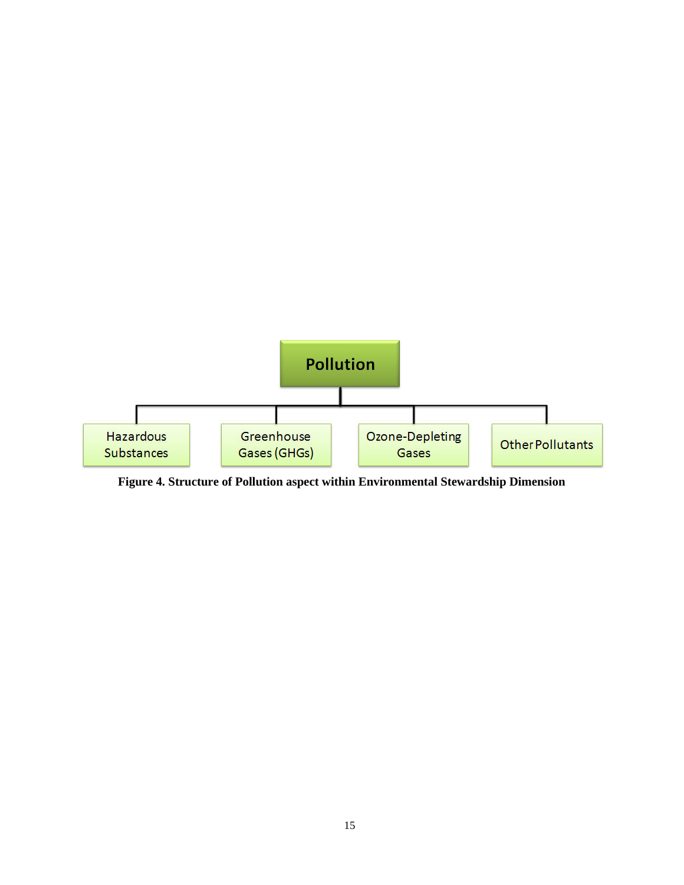Pollution

- Hazardous Substances
- Greenhouse Gases (GHGs)
- Ozone-Depleting Gases
- Other Pollutants

**Figure 4. Structure of Pollution aspect within Environmental Stewardship Dimension**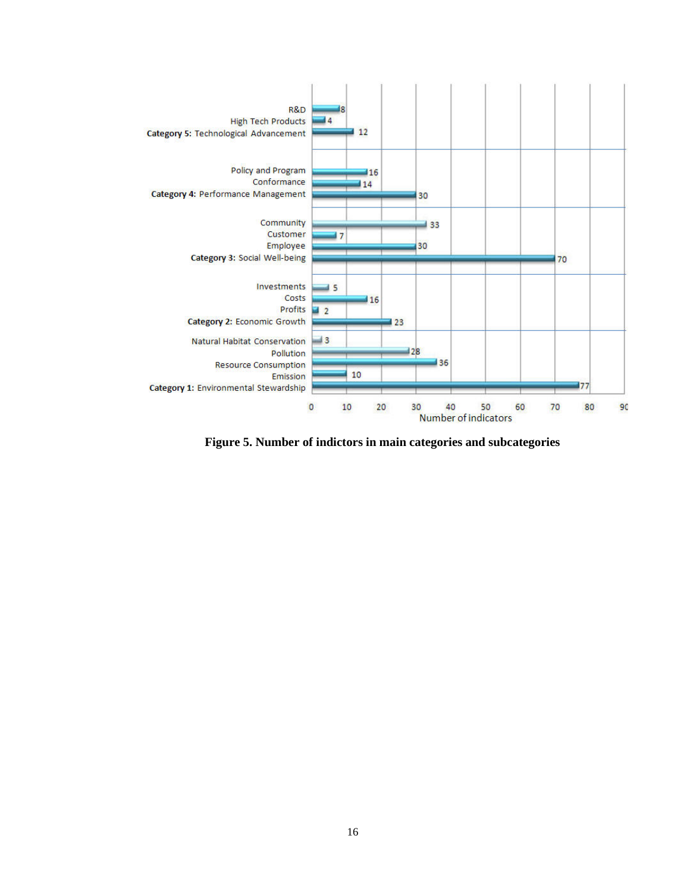| Category / Subcategory | Number of indicators |
|---|---|
| R&D | 8 |
| High Tech Products | 4 |
| **Category 5:** Technological Advancement | 12 |
| Policy and Program | 16 |
| Conformance | 14 |
| **Category 4:** Performance Management | 30 |
| Community | 33 |
| Customer | 7 |
| Employee | 30 |
| **Category 3:** Social Well-being | 70 |
| Investments | 5 |
| Costs | 16 |
| Profits | 2 |
| **Category 2:** Economic Growth | 23 |
| Natural Habitat Conservation | 3 |
| Pollution | 28 |
| Resource Consumption | 36 |
| Emission | 10 |
| **Category 1:** Environmental Stewardship | 77 |

**Figure 5. Number of indictors in main categories and subcategories**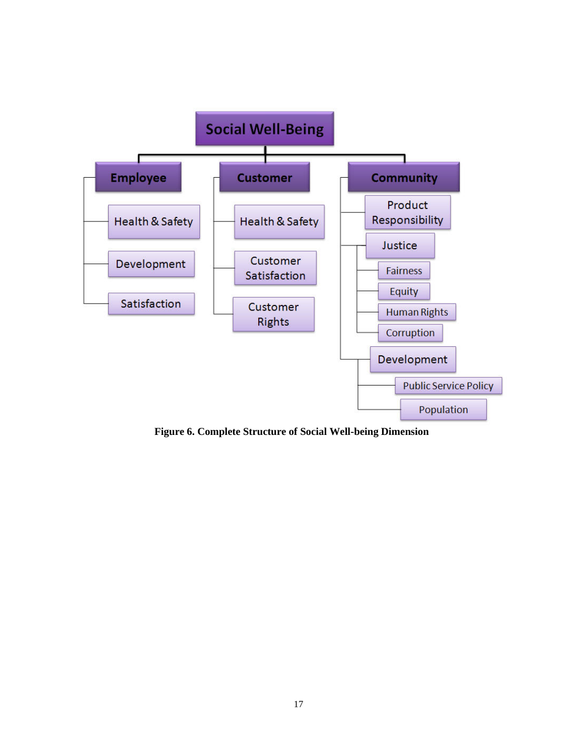- Social Well-Being
  - Employee
    - Health & Safety
    - Development
    - Satisfaction
  - Customer
    - Health & Safety
    - Customer Satisfaction
    - Customer Rights
  - Community
    - Product Responsibility
    - Justice
      - Fairness
      - Equity
      - Human Rights
      - Corruption
    - Development
      - Public Service Policy
      - Population

**Figure 6. Complete Structure of Social Well-being Dimension**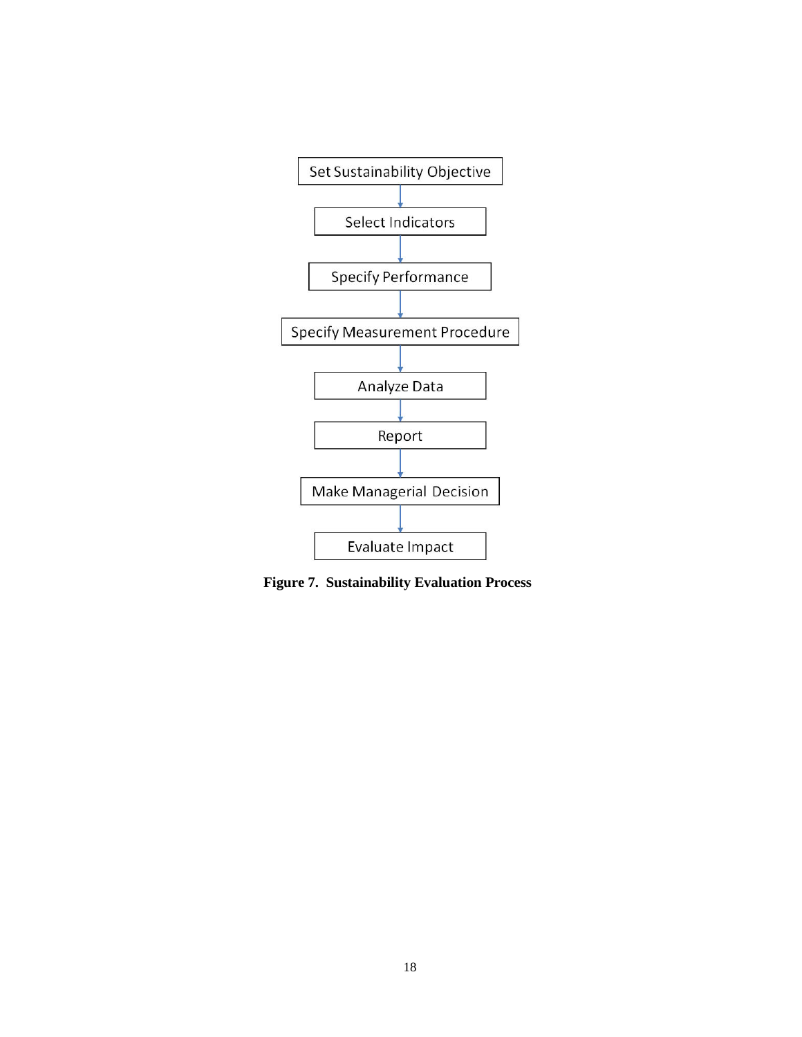Set Sustainability Objective

↓

Select Indicators

↓

Specify Performance

↓

Specify Measurement Procedure

↓

Analyze Data

↓

Report

↓

Make Managerial Decision

↓

Evaluate Impact

**Figure 7. Sustainability Evaluation Process**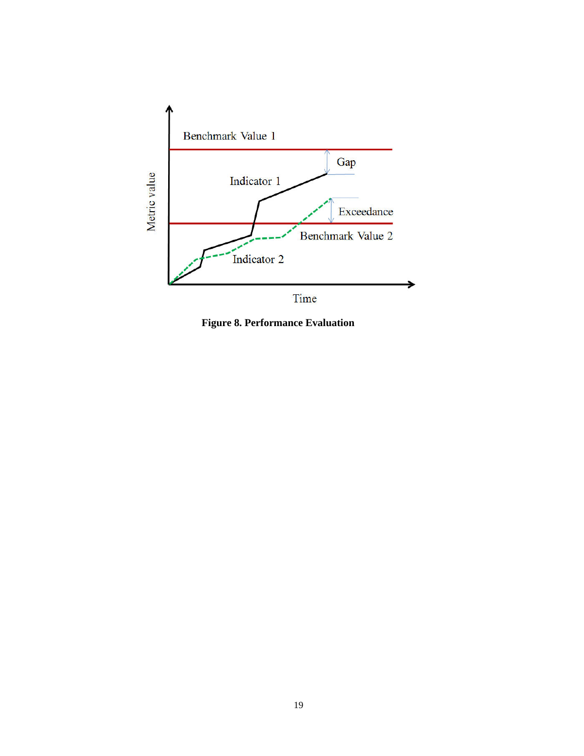Benchmark Value 1

Gap

Indicator 1

Exceedance

Benchmark Value 2

Indicator 2

Metric value

Time

**Figure 8. Performance Evaluation**